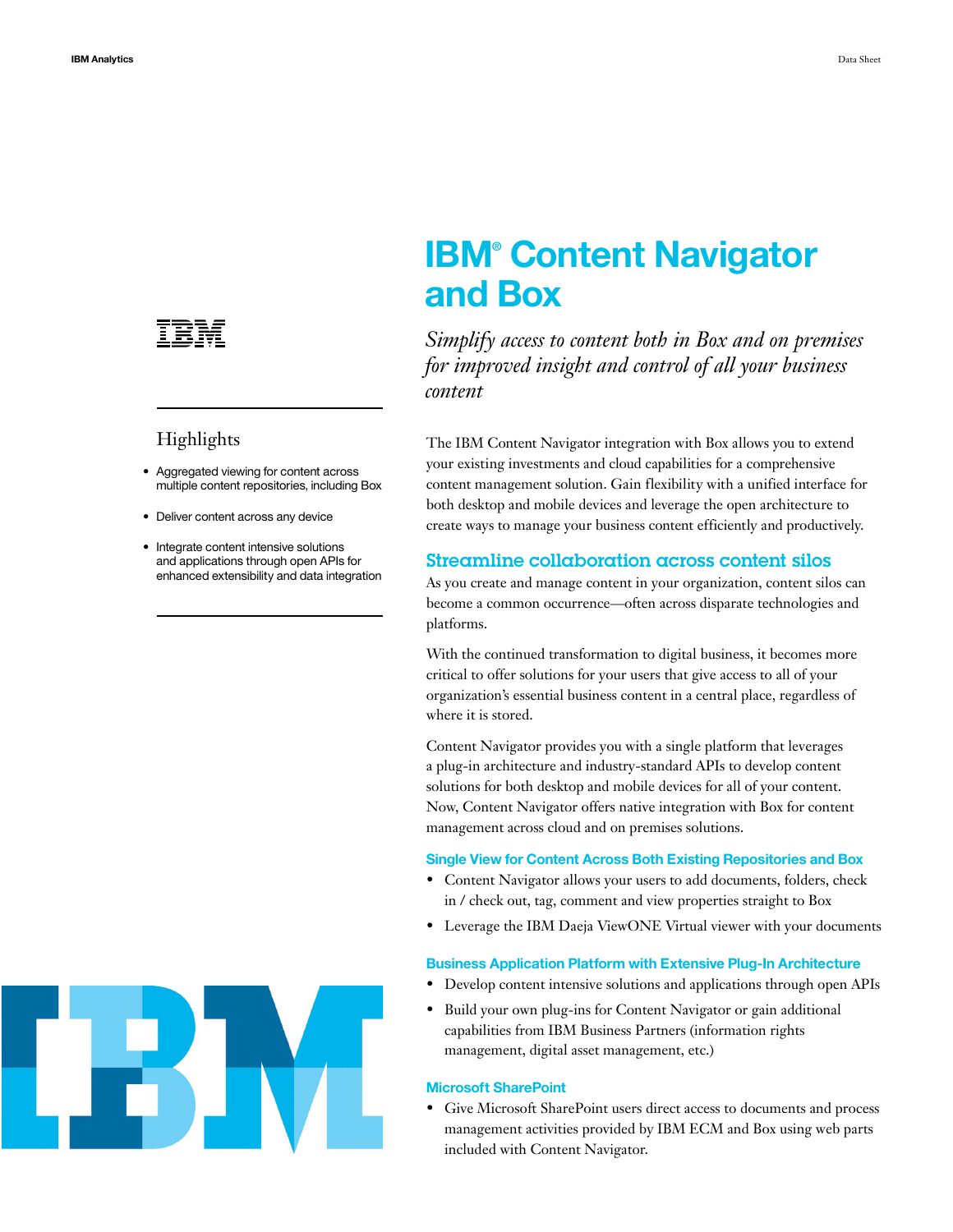# IBM® Content Navigator and Box

*Simplify access to content both in Box and on premises for improved insight and control of all your business content*

## Highlights

- Aggregated viewing for content across multiple content repositories, including Box
- Deliver content across any device
- Integrate content intensive solutions and applications through open APIs for enhanced extensibility and data integration

The IBM Content Navigator integration with Box allows you to extend your existing investments and cloud capabilities for a comprehensive content management solution. Gain flexibility with a unified interface for both desktop and mobile devices and leverage the open architecture to create ways to manage your business content efficiently and productively.

## Streamline collaboration across content silos

As you create and manage content in your organization, content silos can become a common occurrence—often across disparate technologies and platforms.

With the continued transformation to digital business, it becomes more critical to offer solutions for your users that give access to all of your organization's essential business content in a central place, regardless of where it is stored.

Content Navigator provides you with a single platform that leverages a plug-in architecture and industry-standard APIs to develop content solutions for both desktop and mobile devices for all of your content. Now, Content Navigator offers native integration with Box for content management across cloud and on premises solutions.

### Single View for Content Across Both Existing Repositories and Box

- Content Navigator allows your users to add documents, folders, check in / check out, tag, comment and view properties straight to Box
- Leverage the IBM Daeja ViewONE Virtual viewer with your documents

### Business Application Platform with Extensive Plug-In Architecture

- Develop content intensive solutions and applications through open APIs
- Build your own plug-ins for Content Navigator or gain additional capabilities from IBM Business Partners (information rights management, digital asset management, etc.)

### Microsoft SharePoint

- Give Microsoft SharePoint users direct access to documents and process management activities provided by IBM ECM and Box using web parts included with Content Navigator.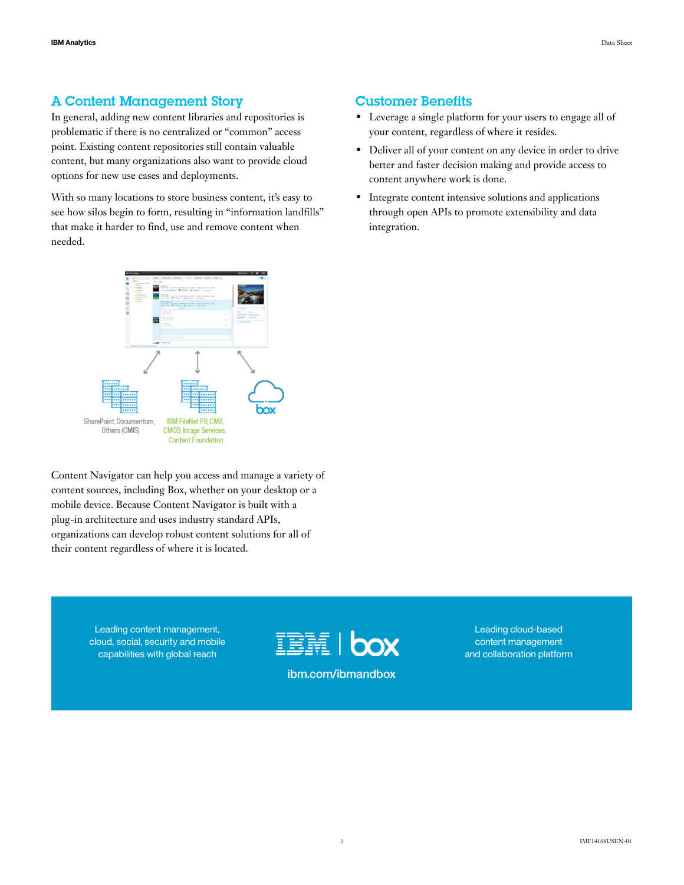## A Content Management Story

In general, adding new content libraries and repositories is problematic if there is no centralized or "common" access point. Existing content repositories still contain valuable content, but many organizations also want to provide cloud options for new use cases and deployments.

With so many locations to store business content, it's easy to see how silos begin to form, resulting in "information landfills" that make it harder to find, use and remove content when needed.

SharePoint, Documentum, Others (CMIS)

IBM FileNet P8, CM8, CMOD, Image Services, Content Foundation

box

Content Navigator can help you access and manage a variety of content sources, including Box, whether on your desktop or a mobile device. Because Content Navigator is built with a plug-in architecture and uses industry standard APIs, organizations can develop robust content solutions for all of their content regardless of where it is located.

## Customer Benefits

- Leverage a single platform for your users to engage all of your content, regardless of where it resides.
- Deliver all of your content on any device in order to drive better and faster decision making and provide access to content anywhere work is done.
- Integrate content intensive solutions and applications through open APIs to promote extensibility and data integration.

Leading content management, cloud, social, security and mobile capabilities with global reach

IBM | box

ibm.com/ibmandbox

Leading cloud-based content management and collaboration platform

IMF14168USEN-01